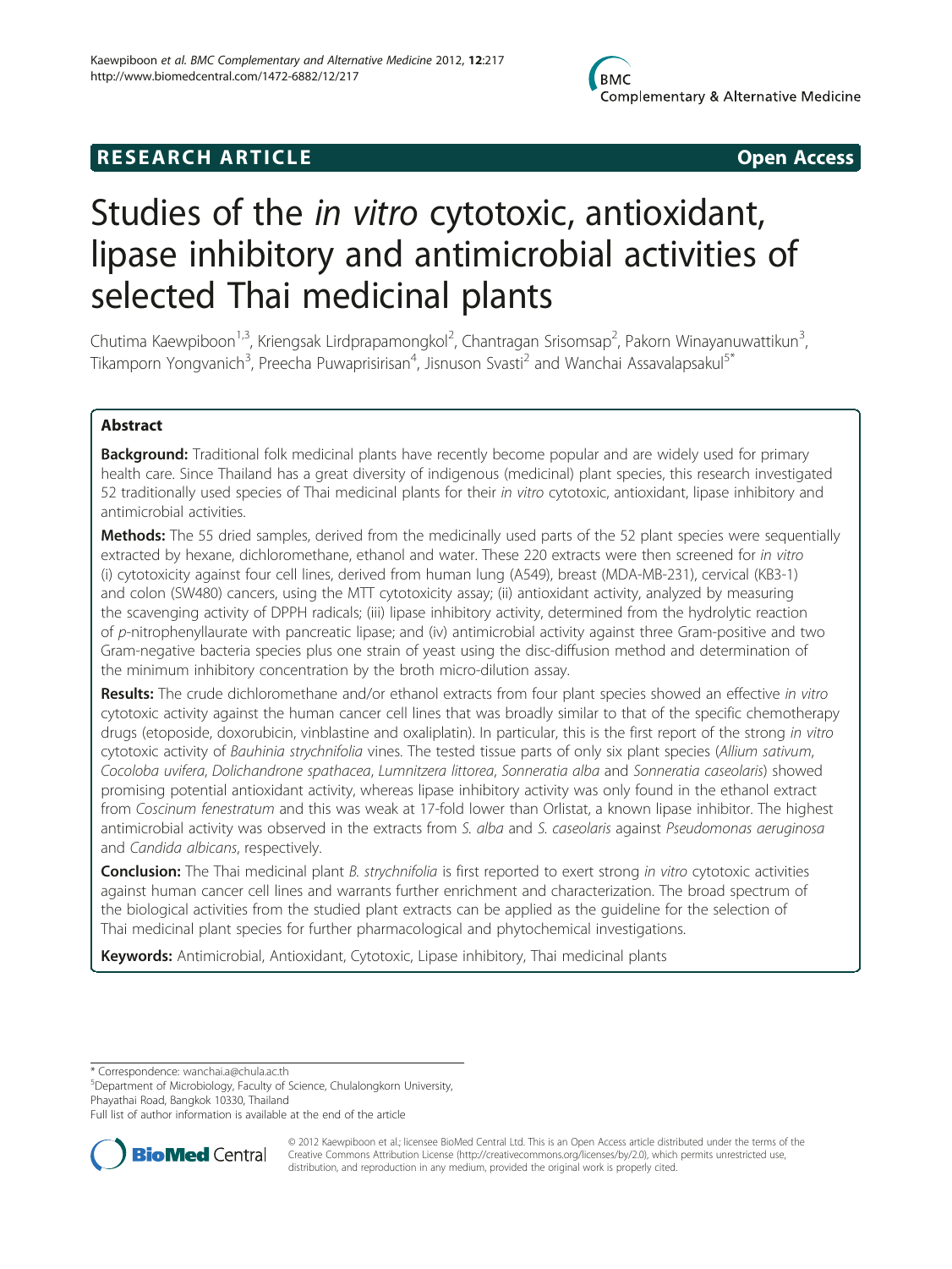**RESEARCH ARTICLE** **Open Access**

# Studies of the *in vitro* cytotoxic, antioxidant, lipase inhibitory and antimicrobial activities of selected Thai medicinal plants

Chutima Kaewpiboon[1,3], Kriengsak Lirdprapamongkol[2], Chantragan Srisomsap[2], Pakorn Winayanuwattikun[3], Tikamporn Yongvanich[3], Preecha Puwaprisirisan[4], Jisnuson Svasti[2] and Wanchai Assavalapsakul[5*]

## Abstract

**Background:** Traditional folk medicinal plants have recently become popular and are widely used for primary health care. Since Thailand has a great diversity of indigenous (medicinal) plant species, this research investigated 52 traditionally used species of Thai medicinal plants for their *in vitro* cytotoxic, antioxidant, lipase inhibitory and antimicrobial activities.

**Methods:** The 55 dried samples, derived from the medicinally used parts of the 52 plant species were sequentially extracted by hexane, dichloromethane, ethanol and water. These 220 extracts were then screened for *in vitro* (i) cytotoxicity against four cell lines, derived from human lung (A549), breast (MDA-MB-231), cervical (KB3-1) and colon (SW480) cancers, using the MTT cytotoxicity assay; (ii) antioxidant activity, analyzed by measuring the scavenging activity of DPPH radicals; (iii) lipase inhibitory activity, determined from the hydrolytic reaction of *p*-nitrophenyllaurate with pancreatic lipase; and (iv) antimicrobial activity against three Gram-positive and two Gram-negative bacteria species plus one strain of yeast using the disc-diffusion method and determination of the minimum inhibitory concentration by the broth micro-dilution assay.

**Results:** The crude dichloromethane and/or ethanol extracts from four plant species showed an effective *in vitro* cytotoxic activity against the human cancer cell lines that was broadly similar to that of the specific chemotherapy drugs (etoposide, doxorubicin, vinblastine and oxaliplatin). In particular, this is the first report of the strong *in vitro* cytotoxic activity of *Bauhinia strychnifolia* vines. The tested tissue parts of only six plant species (*Allium sativum*, *Cocoloba uvifera*, *Dolichandrone spathacea*, *Lumnitzera littorea*, *Sonneratia alba* and *Sonneratia caseolaris*) showed promising potential antioxidant activity, whereas lipase inhibitory activity was only found in the ethanol extract from *Coscinum fenestratum* and this was weak at 17-fold lower than Orlistat, a known lipase inhibitor. The highest antimicrobial activity was observed in the extracts from *S. alba* and *S. caseolaris* against *Pseudomonas aeruginosa* and *Candida albicans*, respectively.

**Conclusion:** The Thai medicinal plant *B. strychnifolia* is first reported to exert strong *in vitro* cytotoxic activities against human cancer cell lines and warrants further enrichment and characterization. The broad spectrum of the biological activities from the studied plant extracts can be applied as the guideline for the selection of Thai medicinal plant species for further pharmacological and phytochemical investigations.

**Keywords:** Antimicrobial, Antioxidant, Cytotoxic, Lipase inhibitory, Thai medicinal plants

---

\* Correspondence: wanchai.a@chula.ac.th
[5]Department of Microbiology, Faculty of Science, Chulalongkorn University, Phayathai Road, Bangkok 10330, Thailand
Full list of author information is available at the end of the article

© 2012 Kaewpiboon et al.; licensee BioMed Central Ltd. This is an Open Access article distributed under the terms of the Creative Commons Attribution License (http://creativecommons.org/licenses/by/2.0), which permits unrestricted use, distribution, and reproduction in any medium, provided the original work is properly cited.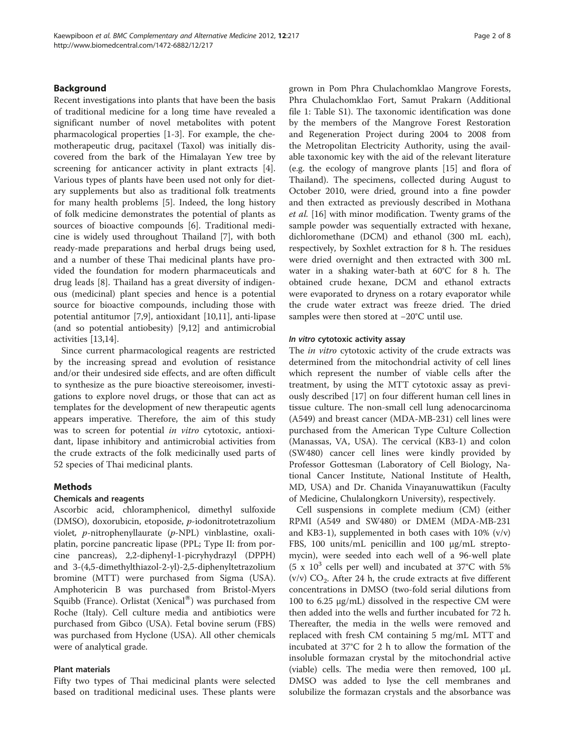## Background

Recent investigations into plants that have been the basis of traditional medicine for a long time have revealed a significant number of novel metabolites with potent pharmacological properties [1-3]. For example, the chemotherapeutic drug, pacitaxel (Taxol) was initially discovered from the bark of the Himalayan Yew tree by screening for anticancer activity in plant extracts [4]. Various types of plants have been used not only for dietary supplements but also as traditional folk treatments for many health problems [5]. Indeed, the long history of folk medicine demonstrates the potential of plants as sources of bioactive compounds [6]. Traditional medicine is widely used throughout Thailand [7], with both ready-made preparations and herbal drugs being used, and a number of these Thai medicinal plants have provided the foundation for modern pharmaceuticals and drug leads [8]. Thailand has a great diversity of indigenous (medicinal) plant species and hence is a potential source for bioactive compounds, including those with potential antitumor [7,9], antioxidant [10,11], anti-lipase (and so potential antiobesity) [9,12] and antimicrobial activities [13,14].

Since current pharmacological reagents are restricted by the increasing spread and evolution of resistance and/or their undesired side effects, and are often difficult to synthesize as the pure bioactive stereoisomer, investigations to explore novel drugs, or those that can act as templates for the development of new therapeutic agents appears imperative. Therefore, the aim of this study was to screen for potential *in vitro* cytotoxic, antioxidant, lipase inhibitory and antimicrobial activities from the crude extracts of the folk medicinally used parts of 52 species of Thai medicinal plants.

## Methods

### Chemicals and reagents

Ascorbic acid, chloramphenicol, dimethyl sulfoxide (DMSO), doxorubicin, etoposide, *p*-iodonitrotetrazolium violet, *p*-nitrophenyllaurate (*p*-NPL) vinblastine, oxaliplatin, porcine pancreatic lipase (PPL; Type II: from porcine pancreas), 2,2-diphenyl-1-picryhydrazyl (DPPH) and 3-(4,5-dimethylthiazol-2-yl)-2,5-diphenyltetrazolium bromine (MTT) were purchased from Sigma (USA). Amphotericin B was purchased from Bristol-Myers Squibb (France). Orlistat (Xenical®) was purchased from Roche (Italy). Cell culture media and antibiotics were purchased from Gibco (USA). Fetal bovine serum (FBS) was purchased from Hyclone (USA). All other chemicals were of analytical grade.

### Plant materials

Fifty two types of Thai medicinal plants were selected based on traditional medicinal uses. These plants were grown in Pom Phra Chulachomklao Mangrove Forests, Phra Chulachomklao Fort, Samut Prakarn (Additional file 1: Table S1). The taxonomic identification was done by the members of the Mangrove Forest Restoration and Regeneration Project during 2004 to 2008 from the Metropolitan Electricity Authority, using the available taxonomic key with the aid of the relevant literature (e.g. the ecology of mangrove plants [15] and flora of Thailand). The specimens, collected during August to October 2010, were dried, ground into a fine powder and then extracted as previously described in Mothana *et al.* [16] with minor modification. Twenty grams of the sample powder was sequentially extracted with hexane, dichloromethane (DCM) and ethanol (300 mL each), respectively, by Soxhlet extraction for 8 h. The residues were dried overnight and then extracted with 300 mL water in a shaking water-bath at 60°C for 8 h. The obtained crude hexane, DCM and ethanol extracts were evaporated to dryness on a rotary evaporator while the crude water extract was freeze dried. The dried samples were then stored at −20°C until use.

#### *In vitro* cytotoxic activity assay

The *in vitro* cytotoxic activity of the crude extracts was determined from the mitochondrial activity of cell lines which represent the number of viable cells after the treatment, by using the MTT cytotoxic assay as previously described [17] on four different human cell lines in tissue culture. The non-small cell lung adenocarcinoma (A549) and breast cancer (MDA-MB-231) cell lines were purchased from the American Type Culture Collection (Manassas, VA, USA). The cervical (KB3-1) and colon (SW480) cancer cell lines were kindly provided by Professor Gottesman (Laboratory of Cell Biology, National Cancer Institute, National Institute of Health, MD, USA) and Dr. Chanida Vinayanuwattikun (Faculty of Medicine, Chulalongkorn University), respectively.

Cell suspensions in complete medium (CM) (either RPMI (A549 and SW480) or DMEM (MDA-MB-231 and KB3-1), supplemented in both cases with 10% (v/v) FBS, 100 units/mL penicillin and 100 μg/mL streptomycin), were seeded into each well of a 96-well plate ($5 \times 10^3$ cells per well) and incubated at 37°C with 5% (v/v) $CO_2$. After 24 h, the crude extracts at five different concentrations in DMSO (two-fold serial dilutions from 100 to 6.25 μg/mL) dissolved in the respective CM were then added into the wells and further incubated for 72 h. Thereafter, the media in the wells were removed and replaced with fresh CM containing 5 mg/mL MTT and incubated at 37°C for 2 h to allow the formation of the insoluble formazan crystal by the mitochondrial active (viable) cells. The media were then removed, 100 μL DMSO was added to lyse the cell membranes and solubilize the formazan crystals and the absorbance was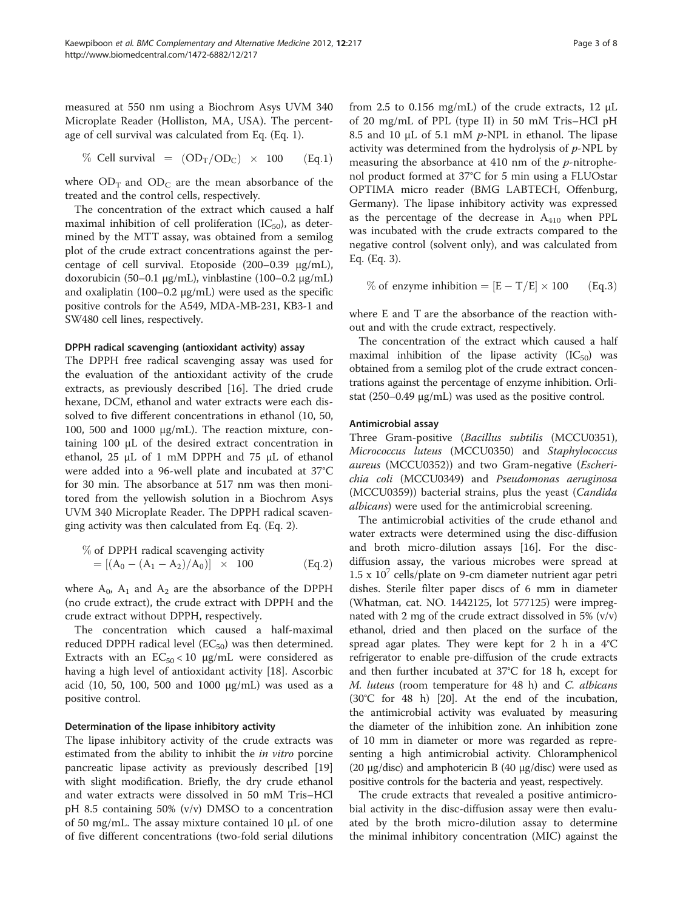measured at 550 nm using a Biochrom Asys UVM 340 Microplate Reader (Holliston, MA, USA). The percentage of cell survival was calculated from Eq. (Eq. 1).

$$\% \text{ Cell survival } = (OD_T/OD_C) \times 100 \quad \text{(Eq.1)}$$

where $OD_T$ and $OD_C$ are the mean absorbance of the treated and the control cells, respectively.

The concentration of the extract which caused a half maximal inhibition of cell proliferation ($IC_{50}$), as determined by the MTT assay, was obtained from a semilog plot of the crude extract concentrations against the percentage of cell survival. Etoposide (200–0.39 μg/mL), doxorubicin (50–0.1 μg/mL), vinblastine (100–0.2 μg/mL) and oxaliplatin (100–0.2 μg/mL) were used as the specific positive controls for the A549, MDA-MB-231, KB3-1 and SW480 cell lines, respectively.

#### DPPH radical scavenging (antioxidant activity) assay

The DPPH free radical scavenging assay was used for the evaluation of the antioxidant activity of the crude extracts, as previously described [16]. The dried crude hexane, DCM, ethanol and water extracts were each dissolved to five different concentrations in ethanol (10, 50, 100, 500 and 1000 μg/mL). The reaction mixture, containing 100 μL of the desired extract concentration in ethanol, 25 μL of 1 mM DPPH and 75 μL of ethanol were added into a 96-well plate and incubated at 37°C for 30 min. The absorbance at 517 nm was then monitored from the yellowish solution in a Biochrom Asys UVM 340 Microplate Reader. The DPPH radical scavenging activity was then calculated from Eq. (Eq. 2).

$$\begin{aligned}&\% \text{ of DPPH radical scavenging activity} \\ &= [(A_0 - (A_1 - A_2)/A_0)] \times 100 \quad \text{(Eq.2)}\end{aligned}$$

where $A_0$, $A_1$ and $A_2$ are the absorbance of the DPPH (no crude extract), the crude extract with DPPH and the crude extract without DPPH, respectively.

The concentration which caused a half-maximal reduced DPPH radical level ($EC_{50}$) was then determined. Extracts with an $EC_{50} < 10$ μg/mL were considered as having a high level of antioxidant activity [18]. Ascorbic acid (10, 50, 100, 500 and 1000 μg/mL) was used as a positive control.

#### Determination of the lipase inhibitory activity

The lipase inhibitory activity of the crude extracts was estimated from the ability to inhibit the *in vitro* porcine pancreatic lipase activity as previously described [19] with slight modification. Briefly, the dry crude ethanol and water extracts were dissolved in 50 mM Tris–HCl pH 8.5 containing 50% (v/v) DMSO to a concentration of 50 mg/mL. The assay mixture contained 10 μL of one of five different concentrations (two-fold serial dilutions from 2.5 to 0.156 mg/mL) of the crude extracts, 12 μL of 20 mg/mL of PPL (type II) in 50 mM Tris–HCl pH 8.5 and 10 μL of 5.1 mM *p*-NPL in ethanol. The lipase activity was determined from the hydrolysis of *p*-NPL by measuring the absorbance at 410 nm of the *p*-nitrophenol product formed at 37°C for 5 min using a FLUOstar OPTIMA micro reader (BMG LABTECH, Offenburg, Germany). The lipase inhibitory activity was expressed as the percentage of the decrease in $A_{410}$ when PPL was incubated with the crude extracts compared to the negative control (solvent only), and was calculated from Eq. (Eq. 3).

$$\% \text{ of enzyme inhibition} = [E - T/E] \times 100 \quad \text{(Eq.3)}$$

where E and T are the absorbance of the reaction without and with the crude extract, respectively.

The concentration of the extract which caused a half maximal inhibition of the lipase activity ($IC_{50}$) was obtained from a semilog plot of the crude extract concentrations against the percentage of enzyme inhibition. Orlistat (250–0.49 μg/mL) was used as the positive control.

#### Antimicrobial assay

Three Gram-positive (*Bacillus subtilis* (MCCU0351), *Micrococcus luteus* (MCCU0350) and *Staphylococcus aureus* (MCCU0352)) and two Gram-negative (*Escherichia coli* (MCCU0349) and *Pseudomonas aeruginosa* (MCCU0359)) bacterial strains, plus the yeast (*Candida albicans*) were used for the antimicrobial screening.

The antimicrobial activities of the crude ethanol and water extracts were determined using the disc-diffusion and broth micro-dilution assays [16]. For the disc-diffusion assay, the various microbes were spread at $1.5 \times 10^7$ cells/plate on 9-cm diameter nutrient agar petri dishes. Sterile filter paper discs of 6 mm in diameter (Whatman, cat. NO. 1442125, lot 577125) were impregnated with 2 mg of the crude extract dissolved in 5% (v/v) ethanol, dried and then placed on the surface of the spread agar plates. They were kept for 2 h in a 4°C refrigerator to enable pre-diffusion of the crude extracts and then further incubated at 37°C for 18 h, except for *M. luteus* (room temperature for 48 h) and *C. albicans* (30°C for 48 h) [20]. At the end of the incubation, the antimicrobial activity was evaluated by measuring the diameter of the inhibition zone. An inhibition zone of 10 mm in diameter or more was regarded as representing a high antimicrobial activity. Chloramphenicol (20 μg/disc) and amphotericin B (40 μg/disc) were used as positive controls for the bacteria and yeast, respectively.

The crude extracts that revealed a positive antimicrobial activity in the disc-diffusion assay were then evaluated by the broth micro-dilution assay to determine the minimal inhibitory concentration (MIC) against the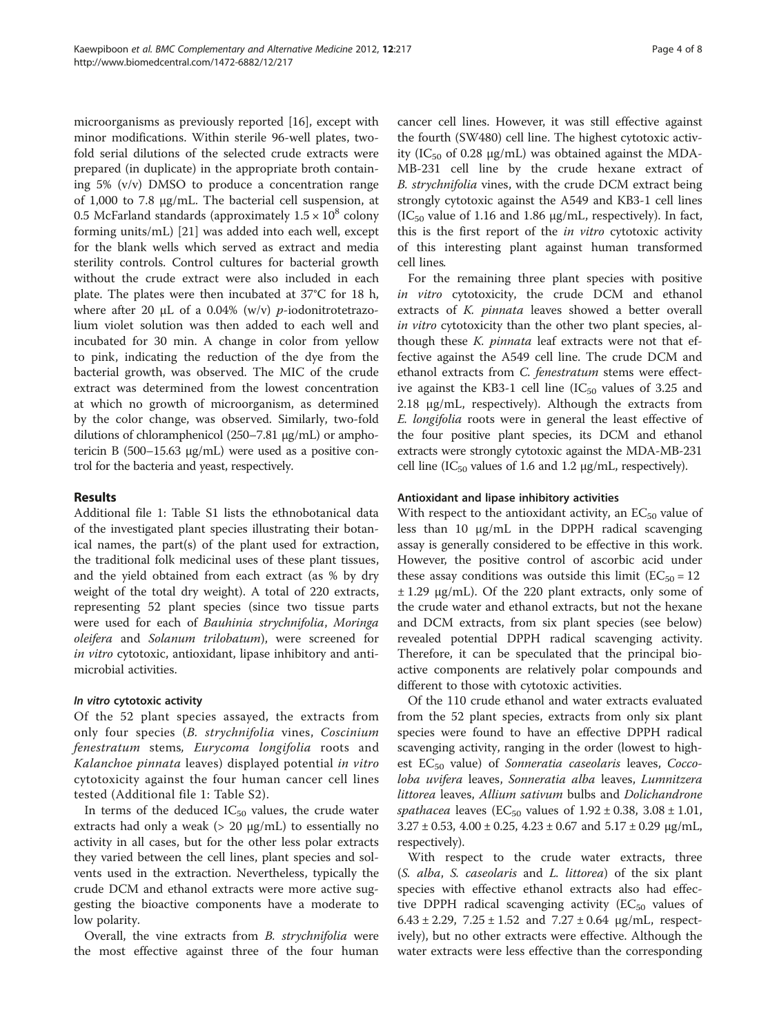microorganisms as previously reported [16], except with minor modifications. Within sterile 96-well plates, two-fold serial dilutions of the selected crude extracts were prepared (in duplicate) in the appropriate broth containing 5% (v/v) DMSO to produce a concentration range of 1,000 to 7.8 μg/mL. The bacterial cell suspension, at 0.5 McFarland standards (approximately $1.5 \times 10^8$ colony forming units/mL) [21] was added into each well, except for the blank wells which served as extract and media sterility controls. Control cultures for bacterial growth without the crude extract were also included in each plate. The plates were then incubated at 37°C for 18 h, where after 20 μL of a 0.04% (w/v) *p*-iodonitrotetrazolium violet solution was then added to each well and incubated for 30 min. A change in color from yellow to pink, indicating the reduction of the dye from the bacterial growth, was observed. The MIC of the crude extract was determined from the lowest concentration at which no growth of microorganism, as determined by the color change, was observed. Similarly, two-fold dilutions of chloramphenicol (250–7.81 μg/mL) or amphotericin B (500–15.63 μg/mL) were used as a positive control for the bacteria and yeast, respectively.

## Results

Additional file 1: Table S1 lists the ethnobotanical data of the investigated plant species illustrating their botanical names, the part(s) of the plant used for extraction, the traditional folk medicinal uses of these plant tissues, and the yield obtained from each extract (as % by dry weight of the total dry weight). A total of 220 extracts, representing 52 plant species (since two tissue parts were used for each of *Bauhinia strychnifolia*, *Moringa oleifera* and *Solanum trilobatum*), were screened for *in vitro* cytotoxic, antioxidant, lipase inhibitory and antimicrobial activities.

### *In vitro* cytotoxic activity

Of the 52 plant species assayed, the extracts from only four species (*B. strychnifolia* vines, *Coscinium fenestratum* stems, *Eurycoma longifolia* roots and *Kalanchoe pinnata* leaves) displayed potential *in vitro* cytotoxicity against the four human cancer cell lines tested (Additional file 1: Table S2).

In terms of the deduced $IC_{50}$ values, the crude water extracts had only a weak (> 20 μg/mL) to essentially no activity in all cases, but for the other less polar extracts they varied between the cell lines, plant species and solvents used in the extraction. Nevertheless, typically the crude DCM and ethanol extracts were more active suggesting the bioactive components have a moderate to low polarity.

Overall, the vine extracts from *B. strychnifolia* were the most effective against three of the four human cancer cell lines. However, it was still effective against the fourth (SW480) cell line. The highest cytotoxic activity ($IC_{50}$ of 0.28 μg/mL) was obtained against the MDA-MB-231 cell line by the crude hexane extract of *B. strychnifolia* vines, with the crude DCM extract being strongly cytotoxic against the A549 and KB3-1 cell lines ($IC_{50}$ value of 1.16 and 1.86 μg/mL, respectively). In fact, this is the first report of the *in vitro* cytotoxic activity of this interesting plant against human transformed cell lines.

For the remaining three plant species with positive *in vitro* cytotoxicity, the crude DCM and ethanol extracts of *K. pinnata* leaves showed a better overall *in vitro* cytotoxicity than the other two plant species, although these *K. pinnata* leaf extracts were not that effective against the A549 cell line. The crude DCM and ethanol extracts from *C. fenestratum* stems were effective against the KB3-1 cell line ($IC_{50}$ values of 3.25 and 2.18 μg/mL, respectively). Although the extracts from *E. longifolia* roots were in general the least effective of the four positive plant species, its DCM and ethanol extracts were strongly cytotoxic against the MDA-MB-231 cell line ($IC_{50}$ values of 1.6 and 1.2 μg/mL, respectively).

### Antioxidant and lipase inhibitory activities

With respect to the antioxidant activity, an $EC_{50}$ value of less than 10 μg/mL in the DPPH radical scavenging assay is generally considered to be effective in this work. However, the positive control of ascorbic acid under these assay conditions was outside this limit ($EC_{50} = 12 \pm 1.29$ μg/mL). Of the 220 plant extracts, only some of the crude water and ethanol extracts, but not the hexane and DCM extracts, from six plant species (see below) revealed potential DPPH radical scavenging activity. Therefore, it can be speculated that the principal bioactive components are relatively polar compounds and different to those with cytotoxic activities.

Of the 110 crude ethanol and water extracts evaluated from the 52 plant species, extracts from only six plant species were found to have an effective DPPH radical scavenging activity, ranging in the order (lowest to highest $EC_{50}$ value) of *Sonneratia caseolaris* leaves, *Coccoloba uvifera* leaves, *Sonneratia alba* leaves, *Lumnitzera littorea* leaves, *Allium sativum* bulbs and *Dolichandrone spathacea* leaves ($EC_{50}$ values of $1.92 \pm 0.38$, $3.08 \pm 1.01$, $3.27 \pm 0.53$, $4.00 \pm 0.25$, $4.23 \pm 0.67$ and $5.17 \pm 0.29$ μg/mL, respectively).

With respect to the crude water extracts, three (*S. alba*, *S. caseolaris* and *L. littorea*) of the six plant species with effective ethanol extracts also had effective DPPH radical scavenging activity ($EC_{50}$ values of $6.43 \pm 2.29$, $7.25 \pm 1.52$ and $7.27 \pm 0.64$ μg/mL, respectively), but no other extracts were effective. Although the water extracts were less effective than the corresponding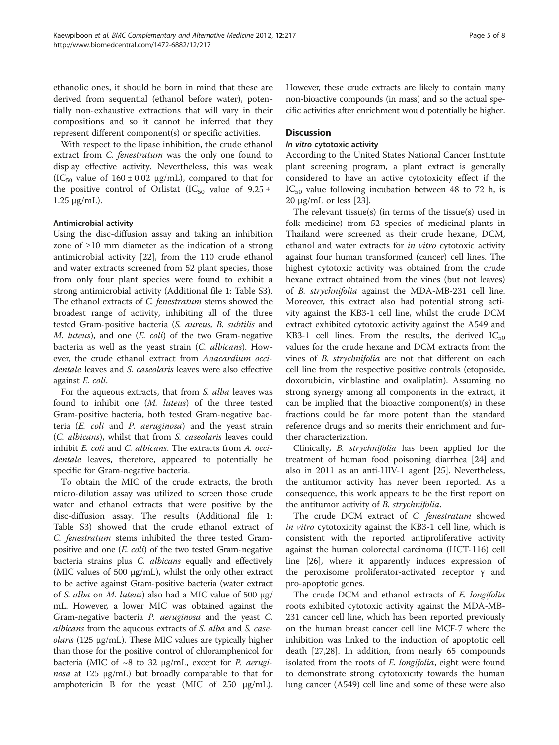ethanolic ones, it should be born in mind that these are derived from sequential (ethanol before water), potentially non-exhaustive extractions that will vary in their compositions and so it cannot be inferred that they represent different component(s) or specific activities.

With respect to the lipase inhibition, the crude ethanol extract from *C. fenestratum* was the only one found to display effective activity. Nevertheless, this was weak ($IC_{50}$ value of $160 \pm 0.02$ μg/mL), compared to that for the positive control of Orlistat ($IC_{50}$ value of $9.25 \pm 1.25$ μg/mL).

#### Antimicrobial activity

Using the disc-diffusion assay and taking an inhibition zone of ≥10 mm diameter as the indication of a strong antimicrobial activity [22], from the 110 crude ethanol and water extracts screened from 52 plant species, those from only four plant species were found to exhibit a strong antimicrobial activity (Additional file 1: Table S3). The ethanol extracts of *C. fenestratum* stems showed the broadest range of activity, inhibiting all of the three tested Gram-positive bacteria (*S. aureus, B. subtilis* and *M. luteus*), and one (*E. coli*) of the two Gram-negative bacteria as well as the yeast strain (*C. albicans*). However, the crude ethanol extract from *Anacardium occidentale* leaves and *S. caseolaris* leaves were also effective against *E. coli*.

For the aqueous extracts, that from *S. alba* leaves was found to inhibit one (*M. luteus*) of the three tested Gram-positive bacteria, both tested Gram-negative bacteria (*E. coli* and *P. aeruginosa*) and the yeast strain (*C. albicans*), whilst that from *S. caseolaris* leaves could inhibit *E. coli* and *C. albicans*. The extracts from *A. occidentale* leaves, therefore, appeared to potentially be specific for Gram-negative bacteria.

To obtain the MIC of the crude extracts, the broth micro-dilution assay was utilized to screen those crude water and ethanol extracts that were positive by the disc-diffusion assay. The results (Additional file 1: Table S3) showed that the crude ethanol extract of *C. fenestratum* stems inhibited the three tested Gram-positive and one (*E. coli*) of the two tested Gram-negative bacteria strains plus *C. albicans* equally and effectively (MIC values of 500 μg/mL), whilst the only other extract to be active against Gram-positive bacteria (water extract of *S. alba* on *M. luteus*) also had a MIC value of 500 μg/mL. However, a lower MIC was obtained against the Gram-negative bacteria *P. aeruginosa* and the yeast *C. albicans* from the aqueous extracts of *S. alba* and *S. caseolaris* (125 μg/mL). These MIC values are typically higher than those for the positive control of chloramphenicol for bacteria (MIC of ~8 to 32 μg/mL, except for *P. aeruginosa* at 125 μg/mL) but broadly comparable to that for amphotericin B for the yeast (MIC of 250 μg/mL). However, these crude extracts are likely to contain many non-bioactive compounds (in mass) and so the actual specific activities after enrichment would potentially be higher.

## Discussion

#### *In vitro* cytotoxic activity

According to the United States National Cancer Institute plant screening program, a plant extract is generally considered to have an active cytotoxicity effect if the $IC_{50}$ value following incubation between 48 to 72 h, is 20 μg/mL or less [23].

The relevant tissue(s) (in terms of the tissue(s) used in folk medicine) from 52 species of medicinal plants in Thailand were screened as their crude hexane, DCM, ethanol and water extracts for *in vitro* cytotoxic activity against four human transformed (cancer) cell lines. The highest cytotoxic activity was obtained from the crude hexane extract obtained from the vines (but not leaves) of *B. strychnifolia* against the MDA-MB-231 cell line. Moreover, this extract also had potential strong activity against the KB3-1 cell line, whilst the crude DCM extract exhibited cytotoxic activity against the A549 and KB3-1 cell lines. From the results, the derived $IC_{50}$ values for the crude hexane and DCM extracts from the vines of *B. strychnifolia* are not that different on each cell line from the respective positive controls (etoposide, doxorubicin, vinblastine and oxaliplatin). Assuming no strong synergy among all components in the extract, it can be implied that the bioactive component(s) in these fractions could be far more potent than the standard reference drugs and so merits their enrichment and further characterization.

Clinically, *B. strychnifolia* has been applied for the treatment of human food poisoning diarrhea [24] and also in 2011 as an anti-HIV-1 agent [25]. Nevertheless, the antitumor activity has never been reported. As a consequence, this work appears to be the first report on the antitumor activity of *B. strychnifolia*.

The crude DCM extract of *C. fenestratum* showed *in vitro* cytotoxicity against the KB3-1 cell line, which is consistent with the reported antiproliferative activity against the human colorectal carcinoma (HCT-116) cell line [26], where it apparently induces expression of the peroxisome proliferator-activated receptor γ and pro-apoptotic genes.

The crude DCM and ethanol extracts of *E. longifolia* roots exhibited cytotoxic activity against the MDA-MB-231 cancer cell line, which has been reported previously on the human breast cancer cell line MCF-7 where the inhibition was linked to the induction of apoptotic cell death [27,28]. In addition, from nearly 65 compounds isolated from the roots of *E. longifolia*, eight were found to demonstrate strong cytotoxicity towards the human lung cancer (A549) cell line and some of these were also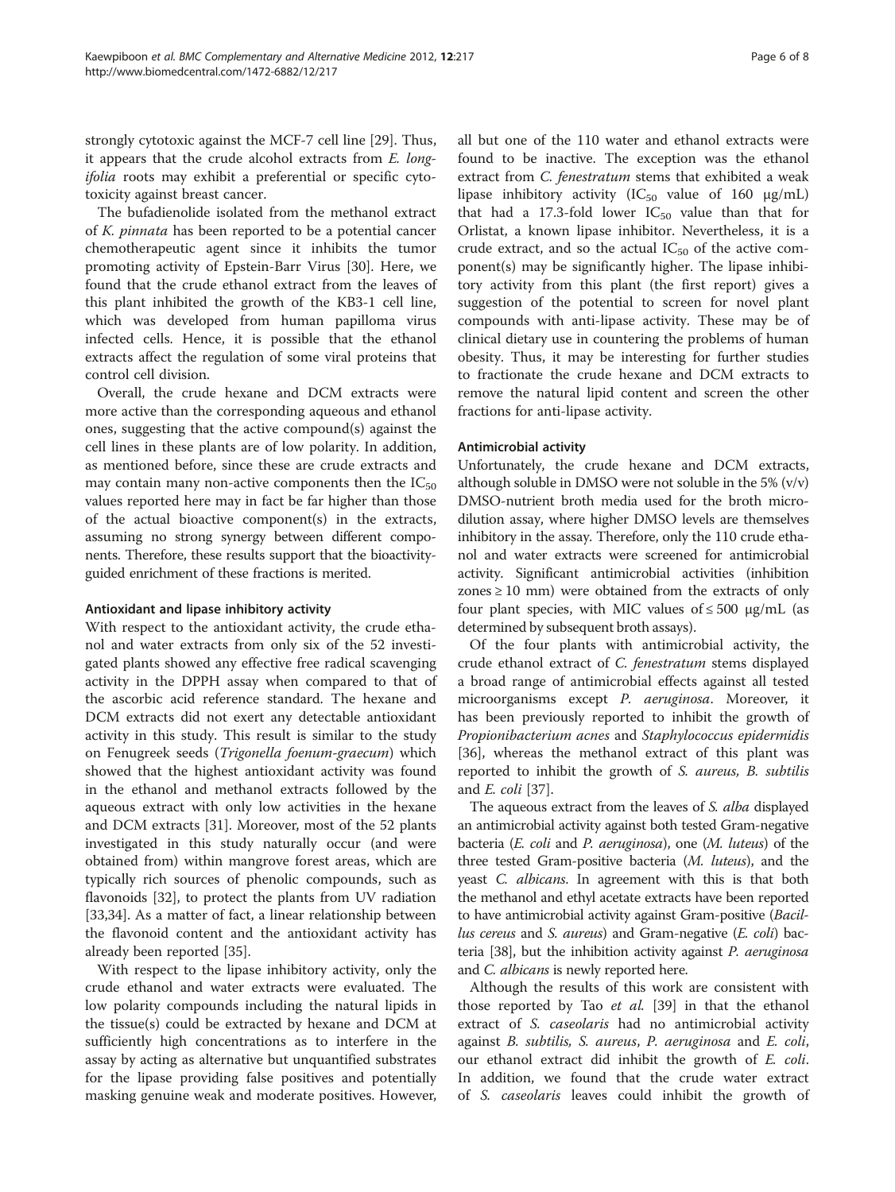strongly cytotoxic against the MCF-7 cell line [29]. Thus, it appears that the crude alcohol extracts from *E. longifolia* roots may exhibit a preferential or specific cytotoxicity against breast cancer.

The bufadienolide isolated from the methanol extract of *K. pinnata* has been reported to be a potential cancer chemotherapeutic agent since it inhibits the tumor promoting activity of Epstein-Barr Virus [30]. Here, we found that the crude ethanol extract from the leaves of this plant inhibited the growth of the KB3-1 cell line, which was developed from human papilloma virus infected cells. Hence, it is possible that the ethanol extracts affect the regulation of some viral proteins that control cell division.

Overall, the crude hexane and DCM extracts were more active than the corresponding aqueous and ethanol ones, suggesting that the active compound(s) against the cell lines in these plants are of low polarity. In addition, as mentioned before, since these are crude extracts and may contain many non-active components then the $IC_{50}$ values reported here may in fact be far higher than those of the actual bioactive component(s) in the extracts, assuming no strong synergy between different components. Therefore, these results support that the bioactivity-guided enrichment of these fractions is merited.

### Antioxidant and lipase inhibitory activity

With respect to the antioxidant activity, the crude ethanol and water extracts from only six of the 52 investigated plants showed any effective free radical scavenging activity in the DPPH assay when compared to that of the ascorbic acid reference standard. The hexane and DCM extracts did not exert any detectable antioxidant activity in this study. This result is similar to the study on Fenugreek seeds (*Trigonella foenum-graecum*) which showed that the highest antioxidant activity was found in the ethanol and methanol extracts followed by the aqueous extract with only low activities in the hexane and DCM extracts [31]. Moreover, most of the 52 plants investigated in this study naturally occur (and were obtained from) within mangrove forest areas, which are typically rich sources of phenolic compounds, such as flavonoids [32], to protect the plants from UV radiation [33,34]. As a matter of fact, a linear relationship between the flavonoid content and the antioxidant activity has already been reported [35].

With respect to the lipase inhibitory activity, only the crude ethanol and water extracts were evaluated. The low polarity compounds including the natural lipids in the tissue(s) could be extracted by hexane and DCM at sufficiently high concentrations as to interfere in the assay by acting as alternative but unquantified substrates for the lipase providing false positives and potentially masking genuine weak and moderate positives. However, all but one of the 110 water and ethanol extracts were found to be inactive. The exception was the ethanol extract from *C. fenestratum* stems that exhibited a weak lipase inhibitory activity ($IC_{50}$ value of 160 μg/mL) that had a 17.3-fold lower $IC_{50}$ value than that for Orlistat, a known lipase inhibitor. Nevertheless, it is a crude extract, and so the actual $IC_{50}$ of the active component(s) may be significantly higher. The lipase inhibitory activity from this plant (the first report) gives a suggestion of the potential to screen for novel plant compounds with anti-lipase activity. These may be of clinical dietary use in countering the problems of human obesity. Thus, it may be interesting for further studies to fractionate the crude hexane and DCM extracts to remove the natural lipid content and screen the other fractions for anti-lipase activity.

### Antimicrobial activity

Unfortunately, the crude hexane and DCM extracts, although soluble in DMSO were not soluble in the 5% (v/v) DMSO-nutrient broth media used for the broth microdilution assay, where higher DMSO levels are themselves inhibitory in the assay. Therefore, only the 110 crude ethanol and water extracts were screened for antimicrobial activity. Significant antimicrobial activities (inhibition zones ≥ 10 mm) were obtained from the extracts of only four plant species, with MIC values of ≤ 500 μg/mL (as determined by subsequent broth assays).

Of the four plants with antimicrobial activity, the crude ethanol extract of *C. fenestratum* stems displayed a broad range of antimicrobial effects against all tested microorganisms except *P. aeruginosa*. Moreover, it has been previously reported to inhibit the growth of *Propionibacterium acnes* and *Staphylococcus epidermidis* [36], whereas the methanol extract of this plant was reported to inhibit the growth of *S. aureus, B. subtilis* and *E. coli* [37].

The aqueous extract from the leaves of *S. alba* displayed an antimicrobial activity against both tested Gram-negative bacteria (*E. coli* and *P. aeruginosa*), one (*M. luteus*) of the three tested Gram-positive bacteria (*M. luteus*), and the yeast *C. albicans*. In agreement with this is that both the methanol and ethyl acetate extracts have been reported to have antimicrobial activity against Gram-positive (*Bacillus cereus* and *S. aureus*) and Gram-negative (*E. coli*) bacteria [38], but the inhibition activity against *P. aeruginosa* and *C. albicans* is newly reported here.

Although the results of this work are consistent with those reported by Tao *et al.* [39] in that the ethanol extract of *S. caseolaris* had no antimicrobial activity against *B. subtilis, S. aureus, P. aeruginosa* and *E. coli*, our ethanol extract did inhibit the growth of *E. coli*. In addition, we found that the crude water extract of *S. caseolaris* leaves could inhibit the growth of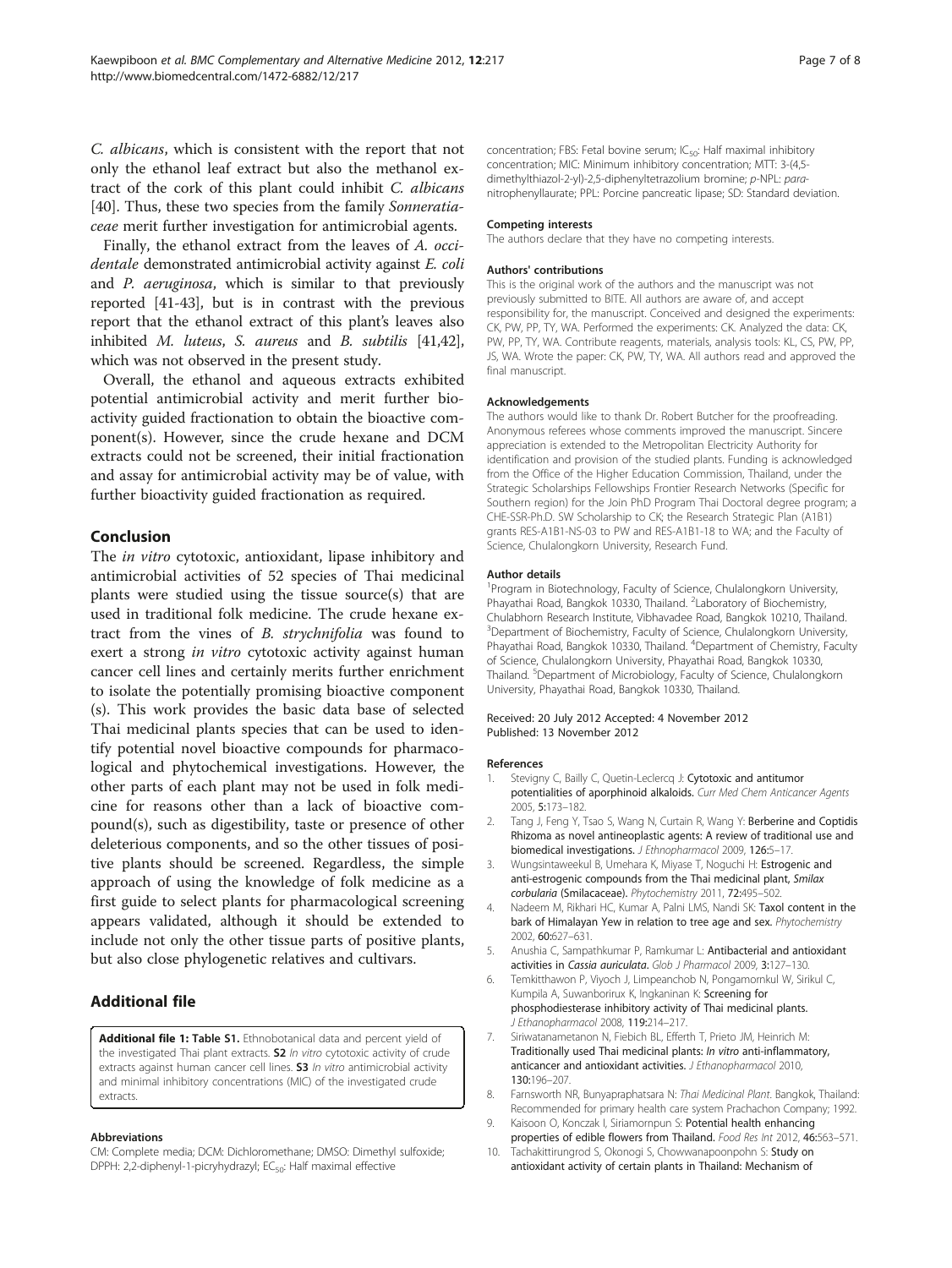*C. albicans*, which is consistent with the report that not only the ethanol leaf extract but also the methanol extract of the cork of this plant could inhibit *C. albicans* [40]. Thus, these two species from the family *Sonneratiaceae* merit further investigation for antimicrobial agents.

Finally, the ethanol extract from the leaves of *A. occidentale* demonstrated antimicrobial activity against *E. coli* and *P. aeruginosa*, which is similar to that previously reported [41-43], but is in contrast with the previous report that the ethanol extract of this plant's leaves also inhibited *M. luteus*, *S. aureus* and *B. subtilis* [41,42], which was not observed in the present study.

Overall, the ethanol and aqueous extracts exhibited potential antimicrobial activity and merit further bioactivity guided fractionation to obtain the bioactive component(s). However, since the crude hexane and DCM extracts could not be screened, their initial fractionation and assay for antimicrobial activity may be of value, with further bioactivity guided fractionation as required.

## Conclusion

The *in vitro* cytotoxic, antioxidant, lipase inhibitory and antimicrobial activities of 52 species of Thai medicinal plants were studied using the tissue source(s) that are used in traditional folk medicine. The crude hexane extract from the vines of *B. strychnifolia* was found to exert a strong *in vitro* cytotoxic activity against human cancer cell lines and certainly merits further enrichment to isolate the potentially promising bioactive component (s). This work provides the basic data base of selected Thai medicinal plants species that can be used to identify potential novel bioactive compounds for pharmacological and phytochemical investigations. However, the other parts of each plant may not be used in folk medicine for reasons other than a lack of bioactive compound(s), such as digestibility, taste or presence of other deleterious components, and so the other tissues of positive plants should be screened. Regardless, the simple approach of using the knowledge of folk medicine as a first guide to select plants for pharmacological screening appears validated, although it should be extended to include not only the other tissue parts of positive plants, but also close phylogenetic relatives and cultivars.

## Additional file

**Additional file 1: Table S1.** Ethnobotanical data and percent yield of the investigated Thai plant extracts. **S2** *In vitro* cytotoxic activity of crude extracts against human cancer cell lines. **S3** *In vitro* antimicrobial activity and minimal inhibitory concentrations (MIC) of the investigated crude extracts.

#### Abbreviations

CM: Complete media; DCM: Dichloromethane; DMSO: Dimethyl sulfoxide; DPPH: 2,2-diphenyl-1-picryhydrazyl; $EC_{50}$: Half maximal effective concentration; FBS: Fetal bovine serum; $IC_{50}$: Half maximal inhibitory concentration; MIC: Minimum inhibitory concentration; MTT: 3-(4,5-dimethylthiazol-2-yl)-2,5-diphenyletrazolium bromine; *p*-NPL: *para*-nitrophenyllaurate; PPL: Porcine pancreatic lipase; SD: Standard deviation.

#### Competing interests

The authors declare that they have no competing interests.

#### Authors' contributions

This is the original work of the authors and the manuscript was not previously submitted to BITE. All authors are aware of, and accept responsibility for, the manuscript. Conceived and designed the experiments: CK, PW, PP, TY, WA. Performed the experiments: CK. Analyzed the data: CK, PW, PP, TY, WA. Contribute reagents, materials, analysis tools: KL, CS, PW, PP, JS, WA. Wrote the paper: CK, PW, TY, WA. All authors read and approved the final manuscript.

#### Acknowledgements

The authors would like to thank Dr. Robert Butcher for the proofreading. Anonymous referees whose comments improved the manuscript. Sincere appreciation is extended to the Metropolitan Electricity Authority for identification and provision of the studied plants. Funding is acknowledged from the Office of the Higher Education Commission, Thailand, under the Strategic Scholarships Fellowships Frontier Research Networks (Specific for Southern region) for the Join PhD Program Thai Doctoral degree program; a CHE-SSR-Ph.D. SW Scholarship to CK; the Research Strategic Plan (A1B1) grants RES-A1B1-NS-03 to PW and RES-A1B1-18 to WA; and the Faculty of Science, Chulalongkorn University, Research Fund.

#### Author details

[1]Program in Biotechnology, Faculty of Science, Chulalongkorn University, Phayathai Road, Bangkok 10330, Thailand. [2]Laboratory of Biochemistry, Chulabhorn Research Institute, Vibhavadee Road, Bangkok 10210, Thailand. [3]Department of Biochemistry, Faculty of Science, Chulalongkorn University, Phayathai Road, Bangkok 10330, Thailand. [4]Department of Chemistry, Faculty of Science, Chulalongkorn University, Phayathai Road, Bangkok 10330, Thailand. [5]Department of Microbiology, Faculty of Science, Chulalongkorn University, Phayathai Road, Bangkok 10330, Thailand.

Received: 20 July 2012 Accepted: 4 November 2012
Published: 13 November 2012

#### References

1. Stevigny C, Bailly C, Quetin-Leclercq J: **Cytotoxic and antitumor potentialities of aporphinoid alkaloids.** *Curr Med Chem Anticancer Agents* 2005, **5**:173–182.
2. Tang J, Feng Y, Tsao S, Wang N, Curtain R, Wang Y: **Berberine and Coptidis Rhizoma as novel antineoplastic agents: A review of traditional use and biomedical investigations.** *J Ethnopharmacol* 2009, **126**:5–17.
3. Wungsintaweekul B, Umehara K, Miyase T, Noguchi H: **Estrogenic and anti-estrogenic compounds from the Thai medicinal plant, *Smilax corbularia* (Smilacaceae).** *Phytochemistry* 2011, **72**:495–502.
4. Nadeem M, Rikhari HC, Kumar A, Palni LMS, Nandi SK: **Taxol content in the bark of Himalayan Yew in relation to tree age and sex.** *Phytochemistry* 2002, **60**:627–631.
5. Anushia C, Sampathkumar P, Ramkumar L: **Antibacterial and antioxidant activities in *Cassia auriculata*.** *Glob J Pharmacol* 2009, **3**:127–130.
6. Temkitthawon P, Viyoch J, Limpeanchob N, Pongamornkul W, Sirikul C, Kumpila A, Suwanborirux K, Ingkaninan K: **Screening for phosphodiesterase inhibitory activity of Thai medicinal plants.** *J Ethanopharmacol* 2008, **119**:214–217.
7. Siriwatanametanon N, Fiebich BL, Efferth T, Prieto JM, Heinrich M: **Traditionally used Thai medicinal plants: *In vitro* anti-inflammatory, anticancer and antioxidant activities.** *J Ethanopharmacol* 2010, **130**:196–207.
8. Farnsworth NR, Bunyapraphatsara N: *Thai Medicinal Plant*. Bangkok, Thailand: Recommended for primary health care system Prachachon Company; 1992.
9. Kaisoon O, Konczak I, Siriamornpun S: **Potential health enhancing properties of edible flowers from Thailand.** *Food Res Int* 2012, **46**:563–571.
10. Tachakittirungrod S, Okonogi S, Chowwanapoonpohn S: **Study on antioxidant activity of certain plants in Thailand: Mechanism of**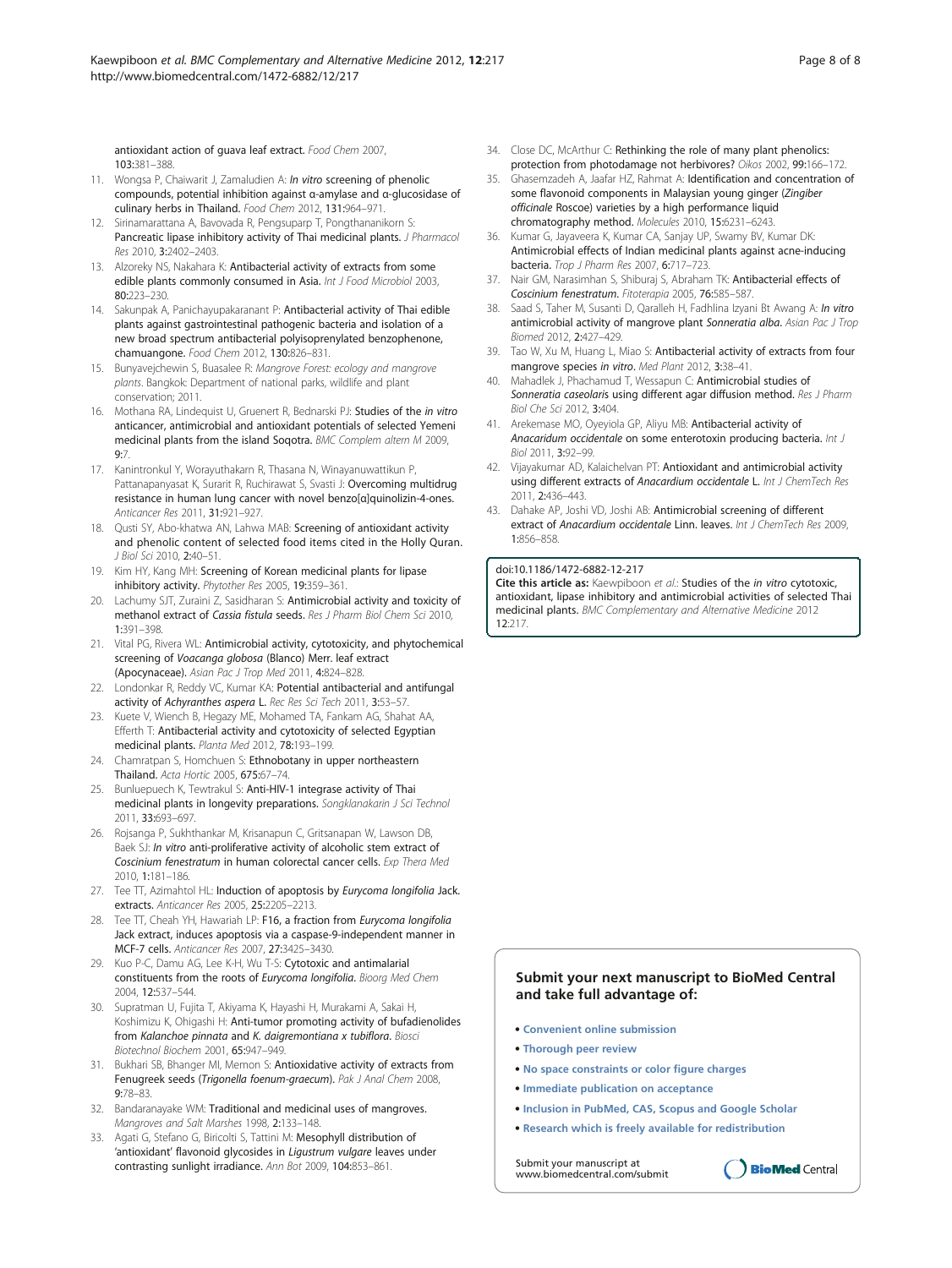antioxidant action of guava leaf extract. *Food Chem* 2007, **103**:381–388.

11. Wongsa P, Chaiwarit J, Zamaludien A: *In vitro* screening of phenolic compounds, potential inhibition against α-amylase and α-glucosidase of culinary herbs in Thailand. *Food Chem* 2012, **131**:964–971.
12. Sirinamarattana A, Bavovada R, Pengsuparp T, Pongthananikorn S: Pancreatic lipase inhibitory activity of Thai medicinal plants. *J Pharmacol Res* 2010, **3**:2402–2403.
13. Alzoreky NS, Nakahara K: Antibacterial activity of extracts from some edible plants commonly consumed in Asia. *Int J Food Microbiol* 2003, **80**:223–230.
14. Sakunpak A, Panichayupakaranant P: Antibacterial activity of Thai edible plants against gastrointestinal pathogenic bacteria and isolation of a new broad spectrum antibacterial polyisoprenylated benzophenone, chamuangone. *Food Chem* 2012, **130**:826–831.
15. Bunyavejchewin S, Buasalee R: *Mangrove Forest: ecology and mangrove plants*. Bangkok: Department of national parks, wildlife and plant conservation; 2011.
16. Mothana RA, Lindequist U, Gruenert R, Bednarski PJ: Studies of the *in vitro* anticancer, antimicrobial and antioxidant potentials of selected Yemeni medicinal plants from the island Soqotra. *BMC Complem altern M* 2009, **9**:7.
17. Kanintronkul Y, Worayuthakarn R, Thasana N, Winayanuwattikun P, Pattanapanyasat K, Surarit R, Ruchirawat S, Svasti J: Overcoming multidrug resistance in human lung cancer with novel benzo[a]quinolizin-4-ones. *Anticancer Res* 2011, **31**:921–927.
18. Qusti SY, Abo-khatwa AN, Lahwa MAB: Screening of antioxidant activity and phenolic content of selected food items cited in the Holly Quran. *J Biol Sci* 2010, **2**:40–51.
19. Kim HY, Kang MH: Screening of Korean medicinal plants for lipase inhibitory activity. *Phytother Res* 2005, **19**:359–361.
20. Lachumy SJT, Zuraini Z, Sasidharan S: Antimicrobial activity and toxicity of methanol extract of *Cassia fistula* seeds. *Res J Pharm Biol Chem Sci* 2010, **1**:391–398.
21. Vital PG, Rivera WL: Antimicrobial activity, cytotoxicity, and phytochemical screening of *Voacanga globosa* (Blanco) Merr. leaf extract (Apocynaceae). *Asian Pac J Trop Med* 2011, **4**:824–828.
22. Londonkar R, Reddy VC, Kumar KA: Potential antibacterial and antifungal activity of *Achyranthes aspera* L. *Rec Res Sci Tech* 2011, **3**:53–57.
23. Kuete V, Wiench B, Hegazy ME, Mohamed TA, Fankam AG, Shahat AA, Efferth T: Antibacterial activity and cytotoxicity of selected Egyptian medicinal plants. *Planta Med* 2012, **78**:193–199.
24. Chamratpan S, Homchuen S: Ethnobotany in upper northeastern Thailand. *Acta Hortic* 2005, **675**:67–74.
25. Bunluepuech K, Tewtrakul S: Anti-HIV-1 integrase activity of Thai medicinal plants in longevity preparations. *Songklanakarin J Sci Technol* 2011, **33**:693–697.
26. Rojsanga P, Sukhthankar M, Krisanapun C, Gritsanapan W, Lawson DB, Baek SJ: *In vitro* anti-proliferative activity of alcoholic stem extract of *Coscinium fenestratum* in human colorectal cancer cells. *Exp Thera Med* 2010, **1**:181–186.
27. Tee TT, Azimahtol HL: Induction of apoptosis by *Eurycoma longifolia* Jack. extracts. *Anticancer Res* 2005, **25**:2205–2213.
28. Tee TT, Cheah YH, Hawariah LP: F16, a fraction from *Eurycoma longifolia* Jack extract, induces apoptosis via a caspase-9-independent manner in MCF-7 cells. *Anticancer Res* 2007, **27**:3425–3430.
29. Kuo P-C, Damu AG, Lee K-H, Wu T-S: Cytotoxic and antimalarial constituents from the roots of *Eurycoma longifolia*. *Bioorg Med Chem* 2004, **12**:537–544.
30. Supratman U, Fujita T, Akiyama K, Hayashi H, Murakami A, Sakai H, Koshimizu K, Ohigashi H: Anti-tumor promoting activity of bufadienolides from *Kalanchoe pinnata* and *K. daigremontiana x tubiflora*. *Biosci Biotechnol Biochem* 2001, **65**:947–949.
31. Bukhari SB, Bhanger MI, Memon S: Antioxidative activity of extracts from Fenugreek seeds (*Trigonella foenum-graecum*). *Pak J Anal Chem* 2008, **9**:78–83.
32. Bandaranayake WM: Traditional and medicinal uses of mangroves. *Mangroves and Salt Marshes* 1998, **2**:133–148.
33. Agati G, Stefano G, Biricolti S, Tattini M: Mesophyll distribution of 'antioxidant' flavonoid glycosides in *Ligustrum vulgare* leaves under contrasting sunlight irradiance. *Ann Bot* 2009, **104**:853–861.
34. Close DC, McArthur C: Rethinking the role of many plant phenolics: protection from photodamage not herbivores? *Oikos* 2002, **99**:166–172.
35. Ghasemzadeh A, Jaafar HZ, Rahmat A: Identification and concentration of some flavonoid components in Malaysian young ginger (*Zingiber officinale* Roscoe) varieties by a high performance liquid chromatography method. *Molecules* 2010, **15**:6231–6243.
36. Kumar G, Jayaveera K, Kumar CA, Sanjay UP, Swamy BV, Kumar DK: Antimicrobial effects of Indian medicinal plants against acne-inducing bacteria. *Trop J Pharm Res* 2007, **6**:717–723.
37. Nair GM, Narasimhan S, Shiburaj S, Abraham TK: Antibacterial effects of *Coscinium fenestratum*. *Fitoterapia* 2005, **76**:585–587.
38. Saad S, Taher M, Susanti D, Qaralleh H, Fadhlina Izyani Bt Awang A: *In vitro* antimicrobial activity of mangrove plant *Sonneratia alba*. *Asian Pac J Trop Biomed* 2012, **2**:427–429.
39. Tao W, Xu M, Huang L, Miao S: Antibacterial activity of extracts from four mangrove species *in vitro*. *Med Plant* 2012, **3**:38–41.
40. Mahadlek J, Phachamud T, Wessapun C: Antimicrobial studies of *Sonneratia caseolaris* using different agar diffusion method. *Res J Pharm Biol Che Sci* 2012, **3**:404.
41. Arekemase MO, Oyeyiola GP, Aliyu MB: Antibacterial activity of *Anacaridum occidentale* on some enterotoxin producing bacteria. *Int J Biol* 2011, **3**:92–99.
42. Vijayakumar AD, Kalaichelvan PT: Antioxidant and antimicrobial activity using different extracts of *Anacardium occidentale* L. *Int J ChemTech Res* 2011, **2**:436–443.
43. Dahake AP, Joshi VD, Joshi AB: Antimicrobial screening of different extract of *Anacardium occidentale* Linn. leaves. *Int J ChemTech Res* 2009, **1**:856–858.

doi:10.1186/1472-6882-12-217

**Cite this article as:** Kaewpiboon *et al.*: Studies of the *in vitro* cytotoxic, antioxidant, lipase inhibitory and antimicrobial activities of selected Thai medicinal plants. *BMC Complementary and Alternative Medicine* 2012 **12**:217.